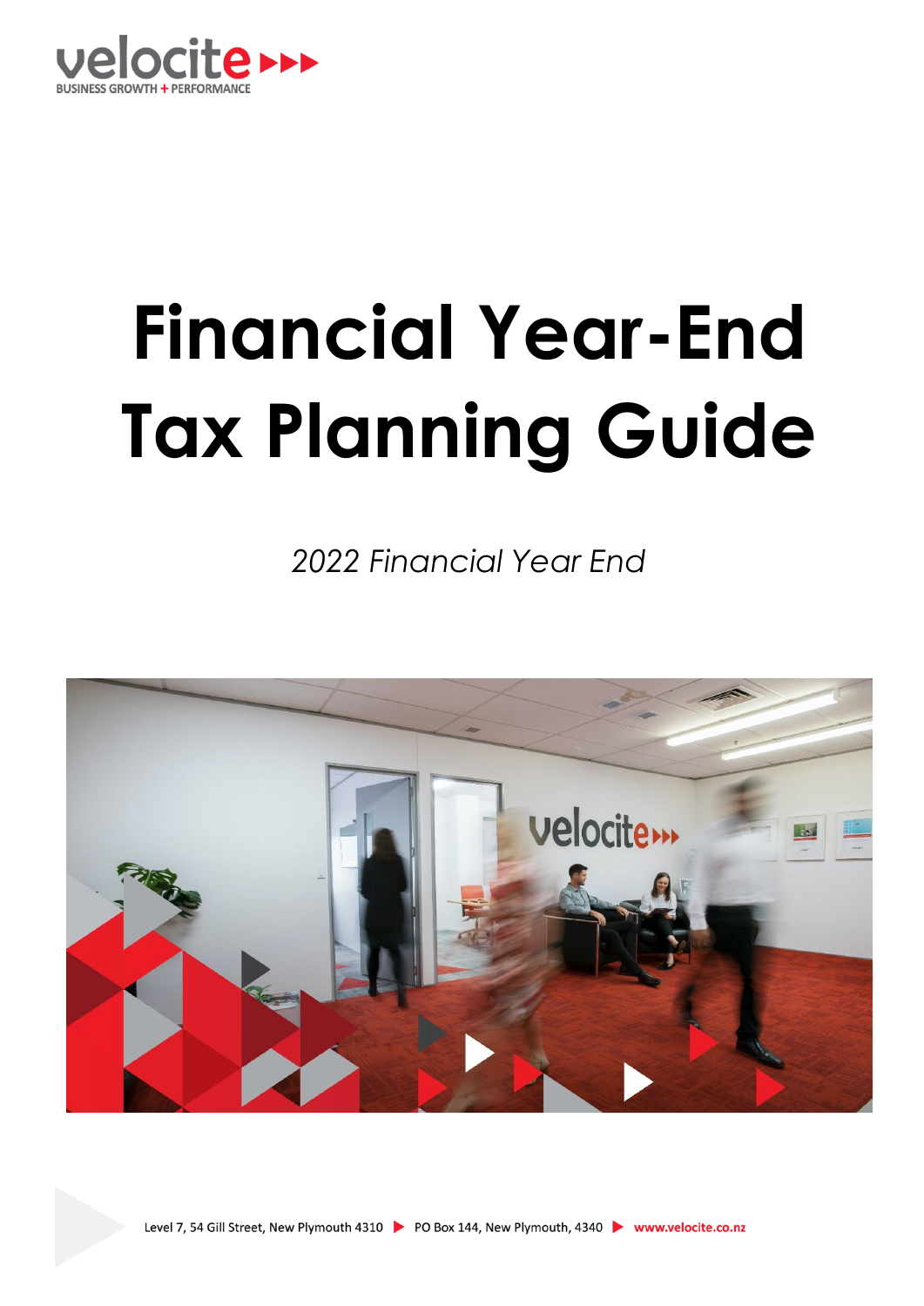# Financial Year-End Tax Planning Guide

*2022 Financial Year End*

Level 7, 54 Gill Street, New Plymouth 4310 ▶ PO Box 144, New Plymouth, 4340 ▶ www.velocite.co.nz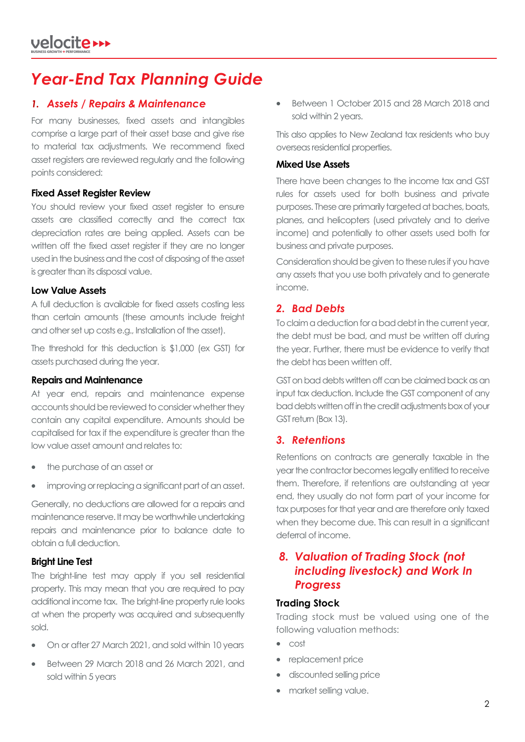# Year-End Tax Planning Guide

## 1. Assets / Repairs & Maintenance

For many businesses, fixed assets and intangibles comprise a large part of their asset base and give rise to material tax adjustments. We recommend fixed asset registers are reviewed regularly and the following points considered:

### Fixed Asset Register Review

You should review your fixed asset register to ensure assets are classified correctly and the correct tax depreciation rates are being applied. Assets can be written off the fixed asset register if they are no longer used in the business and the cost of disposing of the asset is greater than its disposal value.

### Low Value Assets

A full deduction is available for fixed assets costing less than certain amounts (these amounts include freight and other set up costs e.g., Installation of the asset).

The threshold for this deduction is $1,000 (ex GST) for assets purchased during the year.

### Repairs and Maintenance

At year end, repairs and maintenance expense accounts should be reviewed to consider whether they contain any capital expenditure. Amounts should be capitalised for tax if the expenditure is greater than the low value asset amount and relates to:

- the purchase of an asset or
- improving or replacing a significant part of an asset.

Generally, no deductions are allowed for a repairs and maintenance reserve. It may be worthwhile undertaking repairs and maintenance prior to balance date to obtain a full deduction.

### Bright Line Test

The bright-line test may apply if you sell residential property. This may mean that you are required to pay additional income tax. The bright-line property rule looks at when the property was acquired and subsequently sold.

- On or after 27 March 2021, and sold within 10 years
- Between 29 March 2018 and 26 March 2021, and sold within 5 years
- Between 1 October 2015 and 28 March 2018 and sold within 2 years.

This also applies to New Zealand tax residents who buy overseas residential properties.

### Mixed Use Assets

There have been changes to the income tax and GST rules for assets used for both business and private purposes. These are primarily targeted at baches, boats, planes, and helicopters (used privately and to derive income) and potentially to other assets used both for business and private purposes.

Consideration should be given to these rules if you have any assets that you use both privately and to generate income.

## 2. Bad Debts

To claim a deduction for a bad debt in the current year, the debt must be bad, and must be written off during the year. Further, there must be evidence to verify that the debt has been written off.

GST on bad debts written off can be claimed back as an input tax deduction. Include the GST component of any bad debts written off in the credit adjustments box of your GST return (Box 13).

## 3. Retentions

Retentions on contracts are generally taxable in the year the contractor becomes legally entitled to receive them. Therefore, if retentions are outstanding at year end, they usually do not form part of your income for tax purposes for that year and are therefore only taxed when they become due. This can result in a significant deferral of income.

## 8. Valuation of Trading Stock (not including livestock) and Work In Progress

### Trading Stock

Trading stock must be valued using one of the following valuation methods:

- cost
- replacement price
- discounted selling price
- market selling value.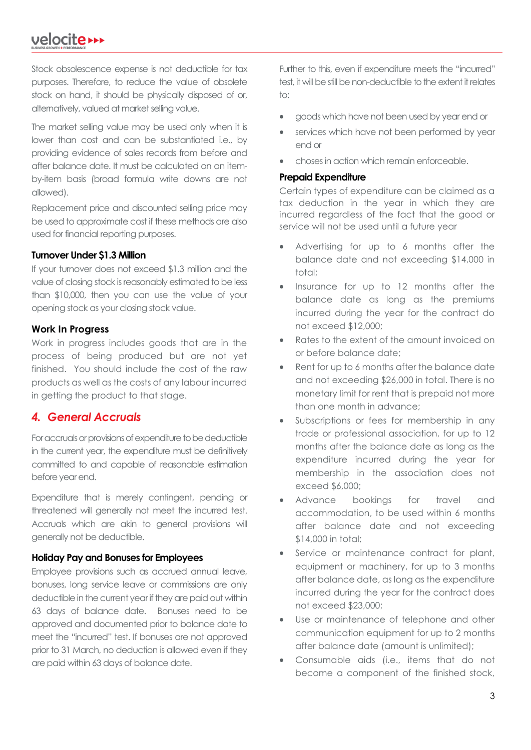Stock obsolescence expense is not deductible for tax purposes. Therefore, to reduce the value of obsolete stock on hand, it should be physically disposed of or, alternatively, valued at market selling value.

The market selling value may be used only when it is lower than cost and can be substantiated i.e., by providing evidence of sales records from before and after balance date. It must be calculated on an item-by-item basis (broad formula write downs are not allowed).

Replacement price and discounted selling price may be used to approximate cost if these methods are also used for financial reporting purposes.

### Turnover Under $1.3 Million

If your turnover does not exceed $1.3 million and the value of closing stock is reasonably estimated to be less than $10,000, then you can use the value of your opening stock as your closing stock value.

### Work In Progress

Work in progress includes goods that are in the process of being produced but are not yet finished. You should include the cost of the raw products as well as the costs of any labour incurred in getting the product to that stage.

## *4. General Accruals*

For accruals or provisions of expenditure to be deductible in the current year, the expenditure must be definitively committed to and capable of reasonable estimation before year end.

Expenditure that is merely contingent, pending or threatened will generally not meet the incurred test. Accruals which are akin to general provisions will generally not be deductible.

### Holiday Pay and Bonuses for Employees

Employee provisions such as accrued annual leave, bonuses, long service leave or commissions are only deductible in the current year if they are paid out within 63 days of balance date. Bonuses need to be approved and documented prior to balance date to meet the "incurred" test. If bonuses are not approved prior to 31 March, no deduction is allowed even if they are paid within 63 days of balance date.

Further to this, even if expenditure meets the "incurred" test, it will be still be non-deductible to the extent it relates to:

- goods which have not been used by year end or
- services which have not been performed by year end or
- choses in action which remain enforceable.

### Prepaid Expenditure

Certain types of expenditure can be claimed as a tax deduction in the year in which they are incurred regardless of the fact that the good or service will not be used until a future year

- Advertising for up to 6 months after the balance date and not exceeding $14,000 in total;
- Insurance for up to 12 months after the balance date as long as the premiums incurred during the year for the contract do not exceed $12,000;
- Rates to the extent of the amount invoiced on or before balance date;
- Rent for up to 6 months after the balance date and not exceeding $26,000 in total. There is no monetary limit for rent that is prepaid not more than one month in advance;
- Subscriptions or fees for membership in any trade or professional association, for up to 12 months after the balance date as long as the expenditure incurred during the year for membership in the association does not exceed $6,000;
- Advance bookings for travel and accommodation, to be used within 6 months after balance date and not exceeding $14,000 in total;
- Service or maintenance contract for plant, equipment or machinery, for up to 3 months after balance date, as long as the expenditure incurred during the year for the contract does not exceed $23,000;
- Use or maintenance of telephone and other communication equipment for up to 2 months after balance date (amount is unlimited);
- Consumable aids (i.e., items that do not become a component of the finished stock,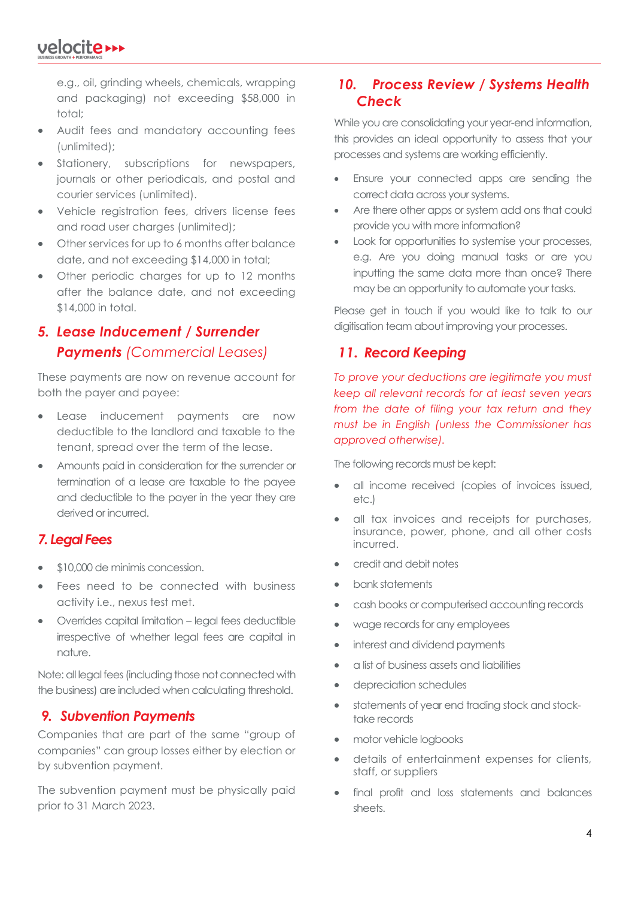e.g., oil, grinding wheels, chemicals, wrapping and packaging) not exceeding $58,000 in total;

- Audit fees and mandatory accounting fees (unlimited);
- Stationery, subscriptions for newspapers, journals or other periodicals, and postal and courier services (unlimited).
- Vehicle registration fees, drivers license fees and road user charges (unlimited);
- Other services for up to 6 months after balance date, and not exceeding $14,000 in total;
- Other periodic charges for up to 12 months after the balance date, and not exceeding $14,000 in total.

## 5. *Lease Inducement / Surrender Payments* *(Commercial Leases)*

These payments are now on revenue account for both the payer and payee:

- Lease inducement payments are now deductible to the landlord and taxable to the tenant, spread over the term of the lease.
- Amounts paid in consideration for the surrender or termination of a lease are taxable to the payee and deductible to the payer in the year they are derived or incurred.

## 7. *Legal Fees*

- $10,000 de minimis concession.
- Fees need to be connected with business activity i.e., nexus test met.
- Overrides capital limitation – legal fees deductible irrespective of whether legal fees are capital in nature.

Note: all legal fees (including those not connected with the business) are included when calculating threshold.

## 9. *Subvention Payments*

Companies that are part of the same "group of companies" can group losses either by election or by subvention payment.

The subvention payment must be physically paid prior to 31 March 2023.

## 10. *Process Review / Systems Health Check*

While you are consolidating your year-end information, this provides an ideal opportunity to assess that your processes and systems are working efficiently.

- Ensure your connected apps are sending the correct data across your systems.
- Are there other apps or system add ons that could provide you with more information?
- Look for opportunities to systemise your processes, e.g. Are you doing manual tasks or are you inputting the same data more than once? There may be an opportunity to automate your tasks.

Please get in touch if you would like to talk to our digitisation team about improving your processes.

## 11. *Record Keeping*

*To prove your deductions are legitimate you must keep all relevant records for at least seven years from the date of filing your tax return and they must be in English (unless the Commissioner has approved otherwise).*

The following records must be kept:

- all income received (copies of invoices issued, etc.)
- all tax invoices and receipts for purchases, insurance, power, phone, and all other costs incurred.
- credit and debit notes
- bank statements
- cash books or computerised accounting records
- wage records for any employees
- interest and dividend payments
- a list of business assets and liabilities
- depreciation schedules
- statements of year end trading stock and stock-take records
- motor vehicle logbooks
- details of entertainment expenses for clients, staff, or suppliers
- final profit and loss statements and balances sheets.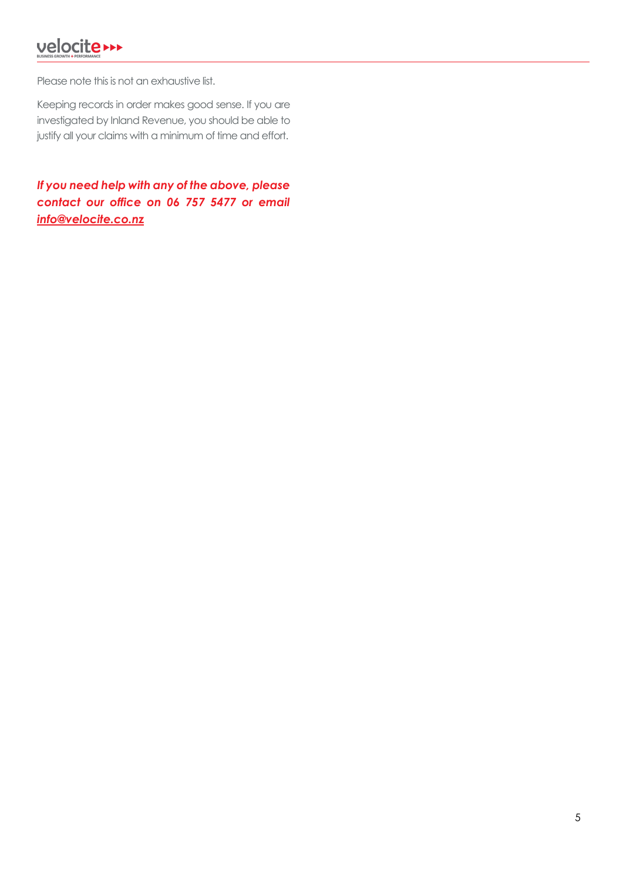Please note this is not an exhaustive list.

Keeping records in order makes good sense. If you are investigated by Inland Revenue, you should be able to justify all your claims with a minimum of time and effort.

***If you need help with any of the above, please contact our office on 06 757 5477 or email info@velocite.co.nz***